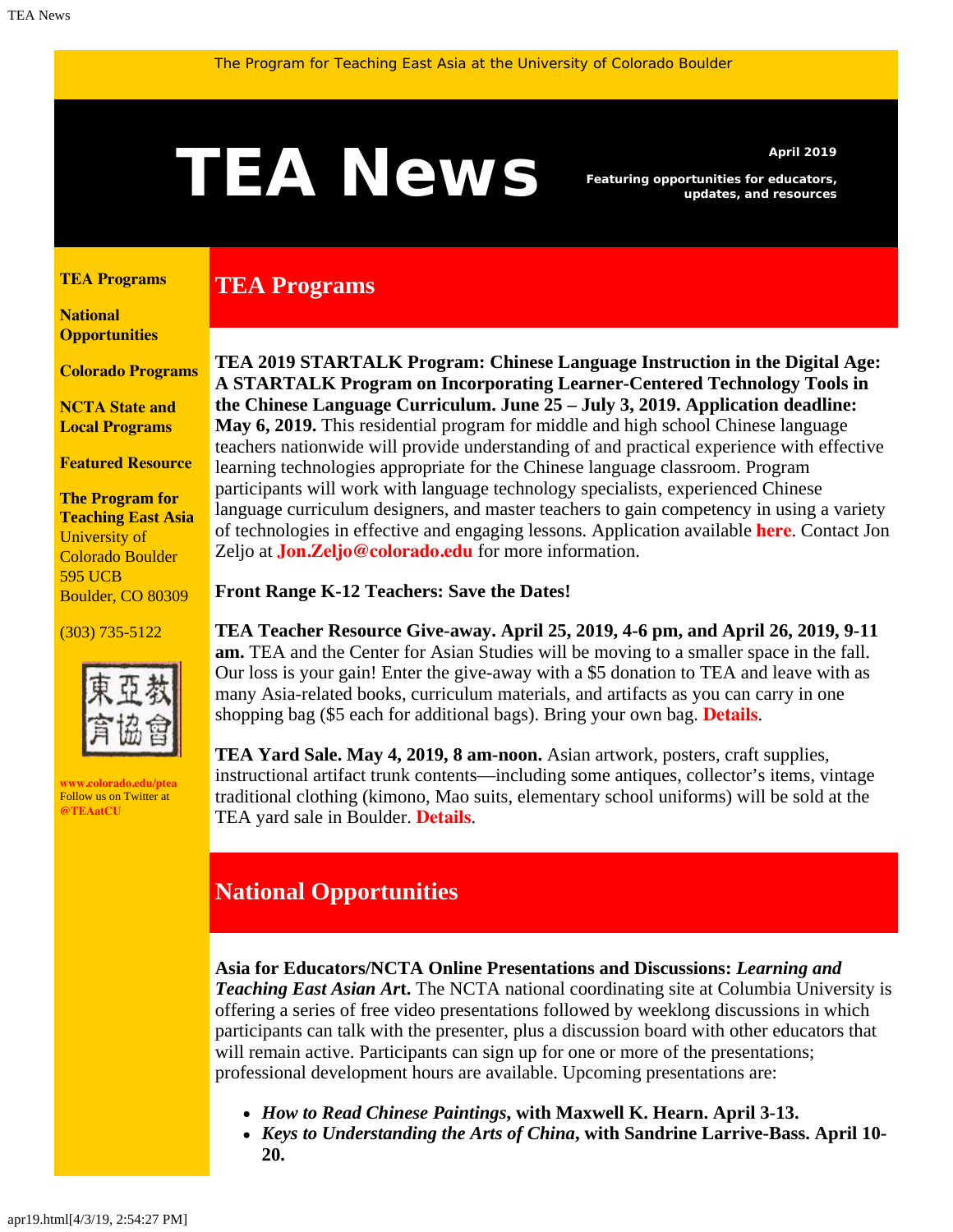The Program for Teaching East Asia at the University of Colorado Boulder

# TEA News

**April 2019**

**Featuring opportunities for educators, updates, and resources**

**TEA Programs**

**National Opportunities**

**Colorado Programs**

**NCTA State and Local Programs**

**Featured Resource**

**The Program for Teaching East Asia**
University of Colorado Boulder
595 UCB
Boulder, CO 80309

(303) 735-5122

**www.colorado.edu/ptea**
Follow us on Twitter at **@TEAatCU**

## TEA Programs

**TEA 2019 STARTALK Program: Chinese Language Instruction in the Digital Age: A STARTALK Program on Incorporating Learner-Centered Technology Tools in the Chinese Language Curriculum. June 25 – July 3, 2019. Application deadline: May 6, 2019.** This residential program for middle and high school Chinese language teachers nationwide will provide understanding of and practical experience with effective learning technologies appropriate for the Chinese language classroom. Program participants will work with language technology specialists, experienced Chinese language curriculum designers, and master teachers to gain competency in using a variety of technologies in effective and engaging lessons. Application available **here**. Contact Jon Zeljo at **Jon.Zeljo@colorado.edu** for more information.

**Front Range K-12 Teachers: Save the Dates!**

**TEA Teacher Resource Give-away. April 25, 2019, 4-6 pm, and April 26, 2019, 9-11 am.** TEA and the Center for Asian Studies will be moving to a smaller space in the fall. Our loss is your gain! Enter the give-away with a $5 donation to TEA and leave with as many Asia-related books, curriculum materials, and artifacts as you can carry in one shopping bag ($5 each for additional bags). Bring your own bag. **Details**.

**TEA Yard Sale. May 4, 2019, 8 am-noon.** Asian artwork, posters, craft supplies, instructional artifact trunk contents—including some antiques, collector's items, vintage traditional clothing (kimono, Mao suits, elementary school uniforms) will be sold at the TEA yard sale in Boulder. **Details**.

## National Opportunities

**Asia for Educators/NCTA Online Presentations and Discussions: *Learning and Teaching East Asian Art*.** The NCTA national coordinating site at Columbia University is offering a series of free video presentations followed by weeklong discussions in which participants can talk with the presenter, plus a discussion board with other educators that will remain active. Participants can sign up for one or more of the presentations; professional development hours are available. Upcoming presentations are:

- ***How to Read Chinese Paintings*, with Maxwell K. Hearn. April 3-13.**
- ***Keys to Understanding the Arts of China*, with Sandrine Larrive-Bass. April 10-20.**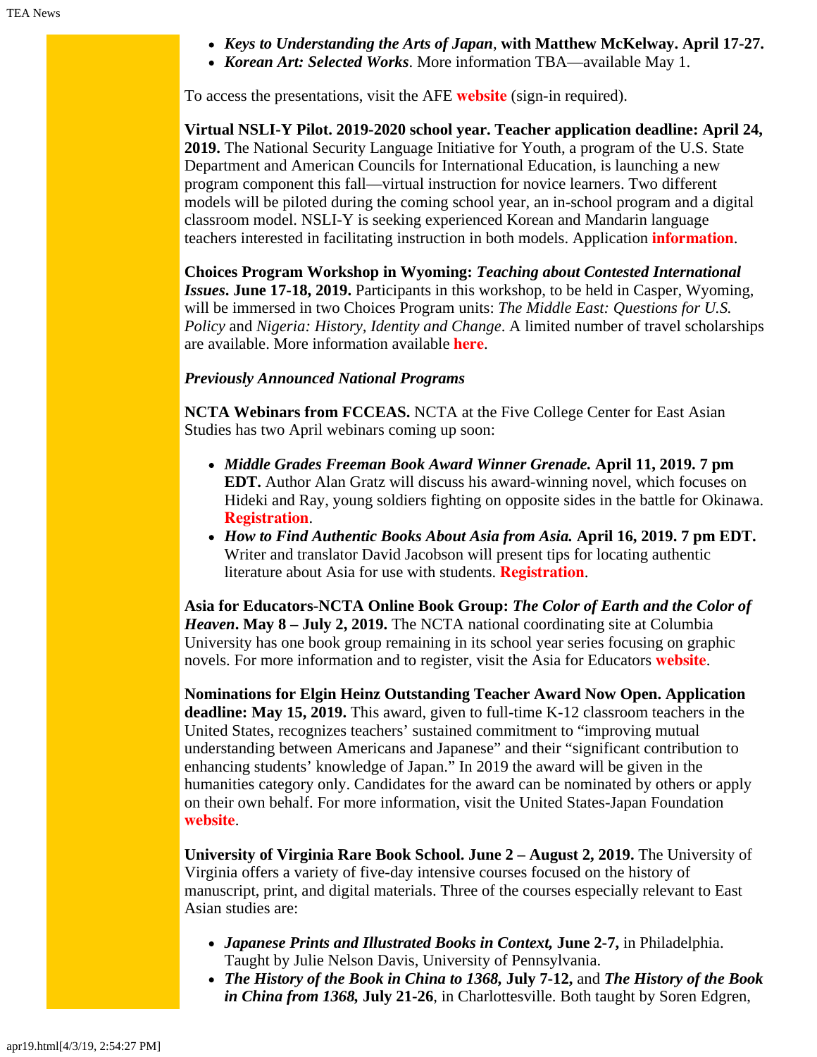- ***Keys to Understanding the Arts of Japan*, with Matthew McKelway. April 17-27.**
- ***Korean Art: Selected Works***. More information TBA—available May 1.

To access the presentations, visit the AFE **website** (sign-in required).

**Virtual NSLI-Y Pilot. 2019-2020 school year. Teacher application deadline: April 24, 2019.** The National Security Language Initiative for Youth, a program of the U.S. State Department and American Councils for International Education, is launching a new program component this fall—virtual instruction for novice learners. Two different models will be piloted during the coming school year, an in-school program and a digital classroom model. NSLI-Y is seeking experienced Korean and Mandarin language teachers interested in facilitating instruction in both models. Application **information**.

**Choices Program Workshop in Wyoming: *Teaching about Contested International Issues*. June 17-18, 2019.** Participants in this workshop, to be held in Casper, Wyoming, will be immersed in two Choices Program units: *The Middle East: Questions for U.S. Policy* and *Nigeria: History, Identity and Change*. A limited number of travel scholarships are available. More information available **here**.

***Previously Announced National Programs***

**NCTA Webinars from FCCEAS.** NCTA at the Five College Center for East Asian Studies has two April webinars coming up soon:

- ***Middle Grades Freeman Book Award Winner Grenade.* April 11, 2019. 7 pm EDT.** Author Alan Gratz will discuss his award-winning novel, which focuses on Hideki and Ray, young soldiers fighting on opposite sides in the battle for Okinawa. **Registration**.
- ***How to Find Authentic Books About Asia from Asia.* April 16, 2019. 7 pm EDT.** Writer and translator David Jacobson will present tips for locating authentic literature about Asia for use with students. **Registration**.

**Asia for Educators-NCTA Online Book Group: *The Color of Earth and the Color of Heaven*. May 8 – July 2, 2019.** The NCTA national coordinating site at Columbia University has one book group remaining in its school year series focusing on graphic novels. For more information and to register, visit the Asia for Educators **website**.

**Nominations for Elgin Heinz Outstanding Teacher Award Now Open. Application deadline: May 15, 2019.** This award, given to full-time K-12 classroom teachers in the United States, recognizes teachers' sustained commitment to "improving mutual understanding between Americans and Japanese" and their "significant contribution to enhancing students' knowledge of Japan." In 2019 the award will be given in the humanities category only. Candidates for the award can be nominated by others or apply on their own behalf. For more information, visit the United States-Japan Foundation **website**.

**University of Virginia Rare Book School. June 2 – August 2, 2019.** The University of Virginia offers a variety of five-day intensive courses focused on the history of manuscript, print, and digital materials. Three of the courses especially relevant to East Asian studies are:

- ***Japanese Prints and Illustrated Books in Context,* June 2-7,** in Philadelphia. Taught by Julie Nelson Davis, University of Pennsylvania.
- ***The History of the Book in China to 1368,* July 7-12,** and ***The History of the Book in China from 1368,* July 21-26**, in Charlottesville. Both taught by Soren Edgren,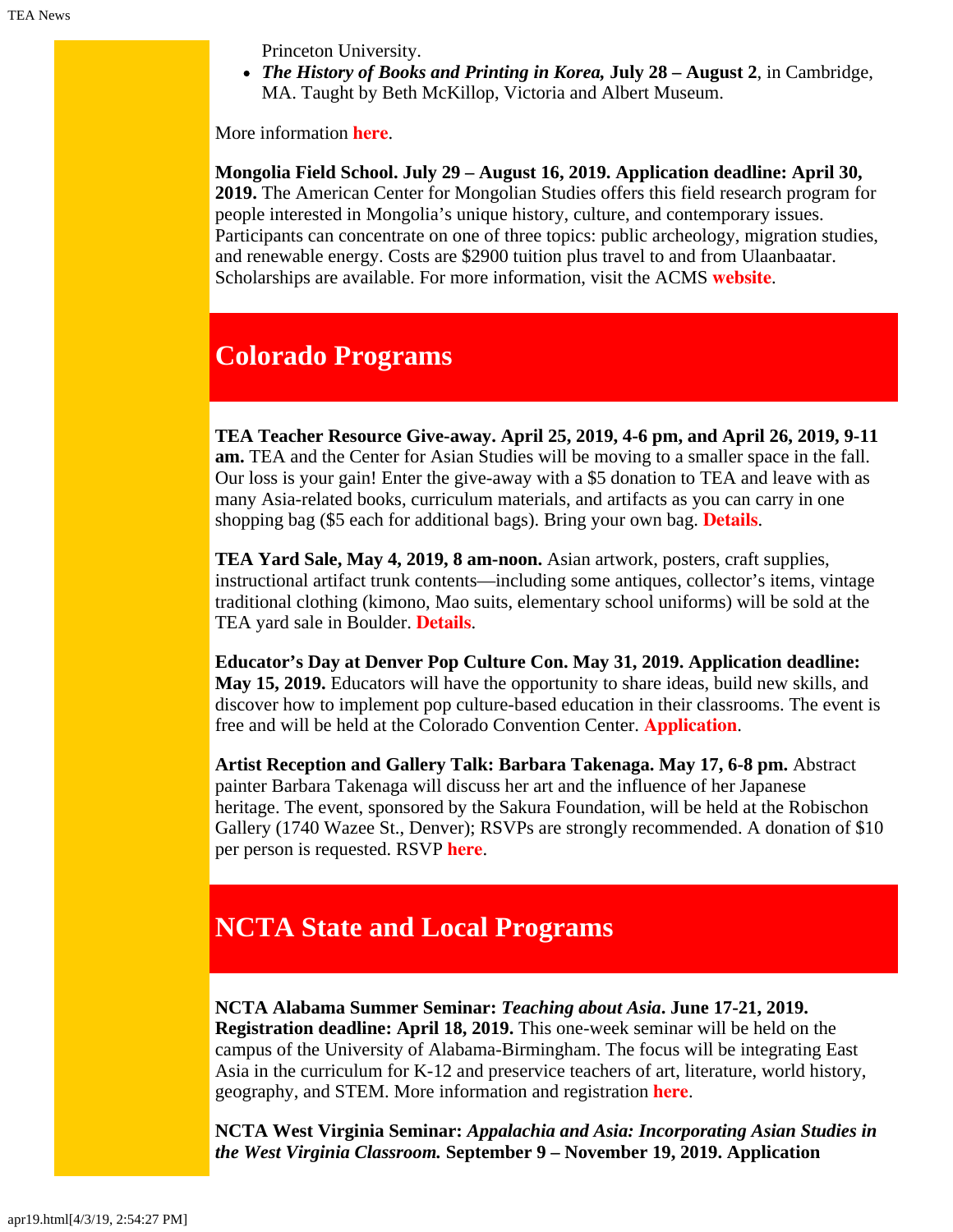Princeton University.

- ***The History of Books and Printing in Korea,* July 28 – August 2**, in Cambridge, MA. Taught by Beth McKillop, Victoria and Albert Museum.

More information **here**.

**Mongolia Field School. July 29 – August 16, 2019. Application deadline: April 30, 2019.** The American Center for Mongolian Studies offers this field research program for people interested in Mongolia's unique history, culture, and contemporary issues. Participants can concentrate on one of three topics: public archeology, migration studies, and renewable energy. Costs are $2900 tuition plus travel to and from Ulaanbaatar. Scholarships are available. For more information, visit the ACMS **website**.

## Colorado Programs

**TEA Teacher Resource Give-away. April 25, 2019, 4-6 pm, and April 26, 2019, 9-11 am.** TEA and the Center for Asian Studies will be moving to a smaller space in the fall. Our loss is your gain! Enter the give-away with a $5 donation to TEA and leave with as many Asia-related books, curriculum materials, and artifacts as you can carry in one shopping bag ($5 each for additional bags). Bring your own bag. **Details**.

**TEA Yard Sale, May 4, 2019, 8 am-noon.** Asian artwork, posters, craft supplies, instructional artifact trunk contents—including some antiques, collector's items, vintage traditional clothing (kimono, Mao suits, elementary school uniforms) will be sold at the TEA yard sale in Boulder. **Details**.

**Educator's Day at Denver Pop Culture Con. May 31, 2019. Application deadline: May 15, 2019.** Educators will have the opportunity to share ideas, build new skills, and discover how to implement pop culture-based education in their classrooms. The event is free and will be held at the Colorado Convention Center. **Application**.

**Artist Reception and Gallery Talk: Barbara Takenaga. May 17, 6-8 pm.** Abstract painter Barbara Takenaga will discuss her art and the influence of her Japanese heritage. The event, sponsored by the Sakura Foundation, will be held at the Robischon Gallery (1740 Wazee St., Denver); RSVPs are strongly recommended. A donation of $10 per person is requested. RSVP **here**.

## NCTA State and Local Programs

**NCTA Alabama Summer Seminar: *Teaching about Asia*. June 17-21, 2019. Registration deadline: April 18, 2019.** This one-week seminar will be held on the campus of the University of Alabama-Birmingham. The focus will be integrating East Asia in the curriculum for K-12 and preservice teachers of art, literature, world history, geography, and STEM. More information and registration **here**.

**NCTA West Virginia Seminar: *Appalachia and Asia: Incorporating Asian Studies in the West Virginia Classroom.* September 9 – November 19, 2019. Application**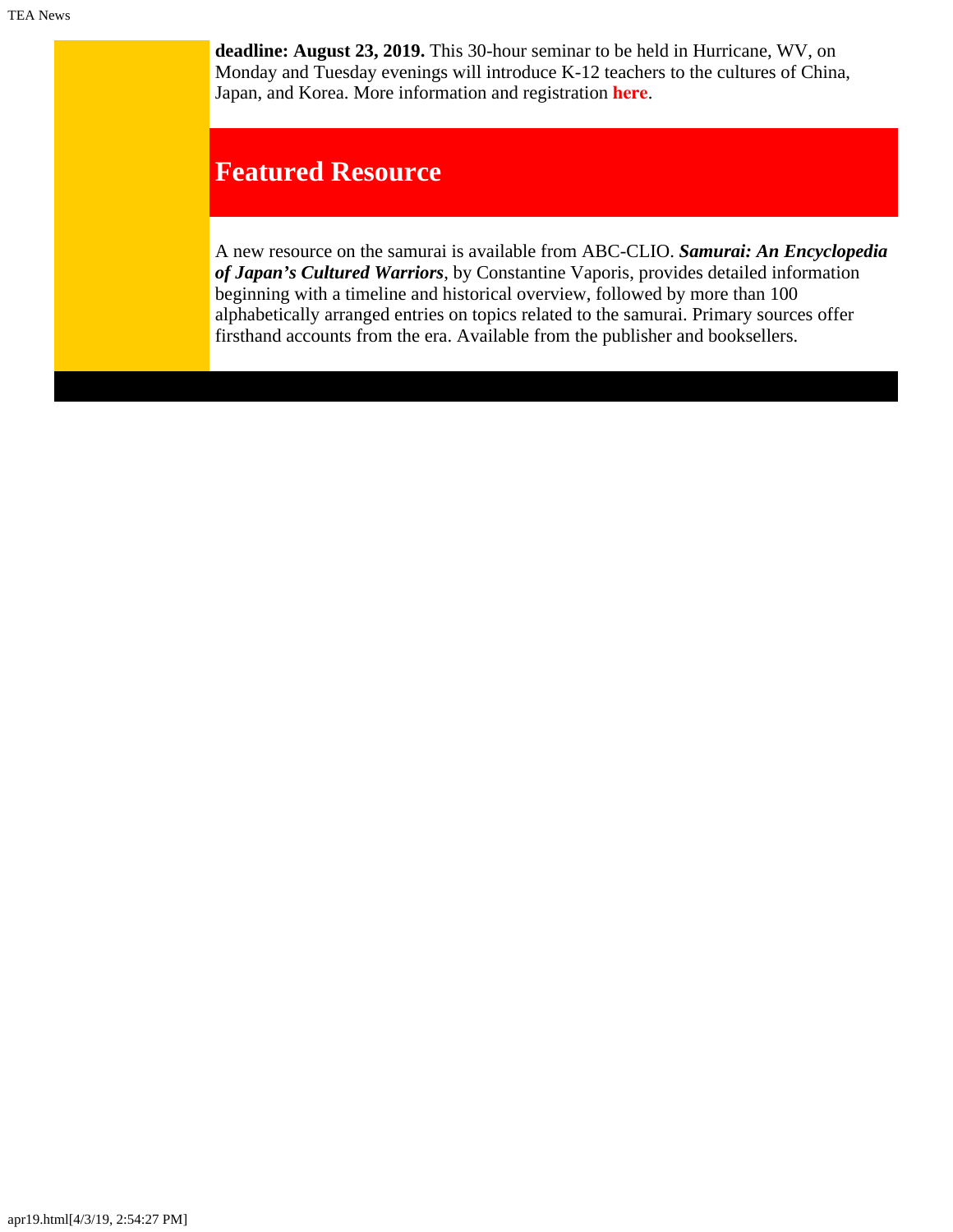**deadline: August 23, 2019.** This 30-hour seminar to be held in Hurricane, WV, on Monday and Tuesday evenings will introduce K-12 teachers to the cultures of China, Japan, and Korea. More information and registration **here**.

## Featured Resource

A new resource on the samurai is available from ABC-CLIO. ***Samurai: An Encyclopedia of Japan's Cultured Warriors***, by Constantine Vaporis, provides detailed information beginning with a timeline and historical overview, followed by more than 100 alphabetically arranged entries on topics related to the samurai. Primary sources offer firsthand accounts from the era. Available from the publisher and booksellers.